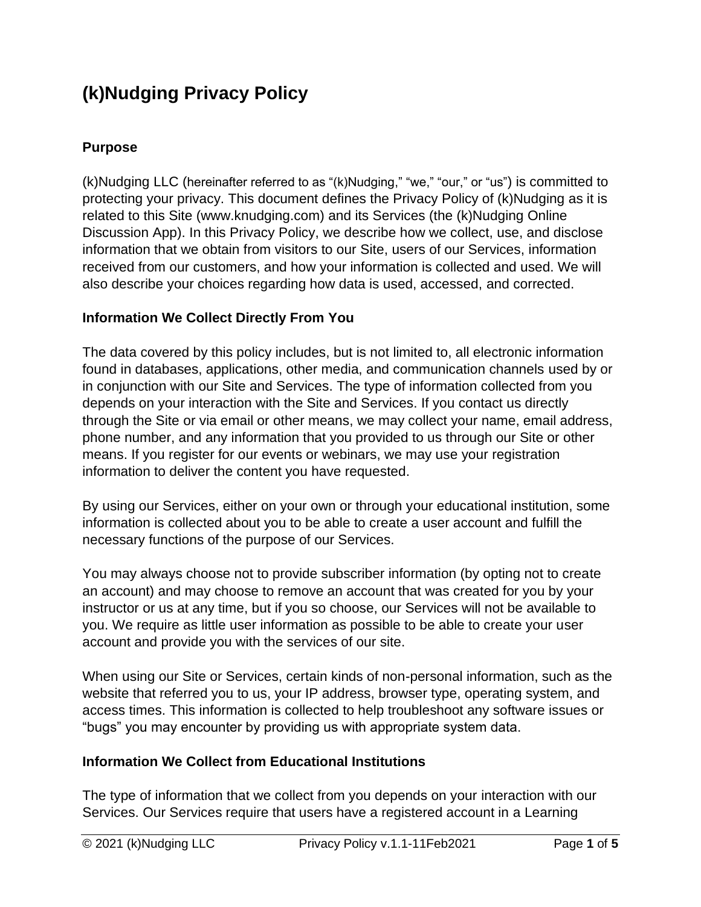# (k)Nudging Privacy Policy

## Purpose

(k)Nudging LLC (hereinafter referred to as "(k)Nudging," "we," "our," or "us") is committed to protecting your privacy. This document defines the Privacy Policy of (k)Nudging as it is related to this Site (www.knudging.com) and its Services (the (k)Nudging Online Discussion App). In this Privacy Policy, we describe how we collect, use, and disclose information that we obtain from visitors to our Site, users of our Services, information received from our customers, and how your information is collected and used. We will also describe your choices regarding how data is used, accessed, and corrected.

## Information We Collect Directly From You

The data covered by this policy includes, but is not limited to, all electronic information found in databases, applications, other media, and communication channels used by or in conjunction with our Site and Services. The type of information collected from you depends on your interaction with the Site and Services. If you contact us directly through the Site or via email or other means, we may collect your name, email address, phone number, and any information that you provided to us through our Site or other means. If you register for our events or webinars, we may use your registration information to deliver the content you have requested.

By using our Services, either on your own or through your educational institution, some information is collected about you to be able to create a user account and fulfill the necessary functions of the purpose of our Services.

You may always choose not to provide subscriber information (by opting not to create an account) and may choose to remove an account that was created for you by your instructor or us at any time, but if you so choose, our Services will not be available to you. We require as little user information as possible to be able to create your user account and provide you with the services of our site.

When using our Site or Services, certain kinds of non-personal information, such as the website that referred you to us, your IP address, browser type, operating system, and access times. This information is collected to help troubleshoot any software issues or "bugs" you may encounter by providing us with appropriate system data.

## Information We Collect from Educational Institutions

The type of information that we collect from you depends on your interaction with our Services. Our Services require that users have a registered account in a Learning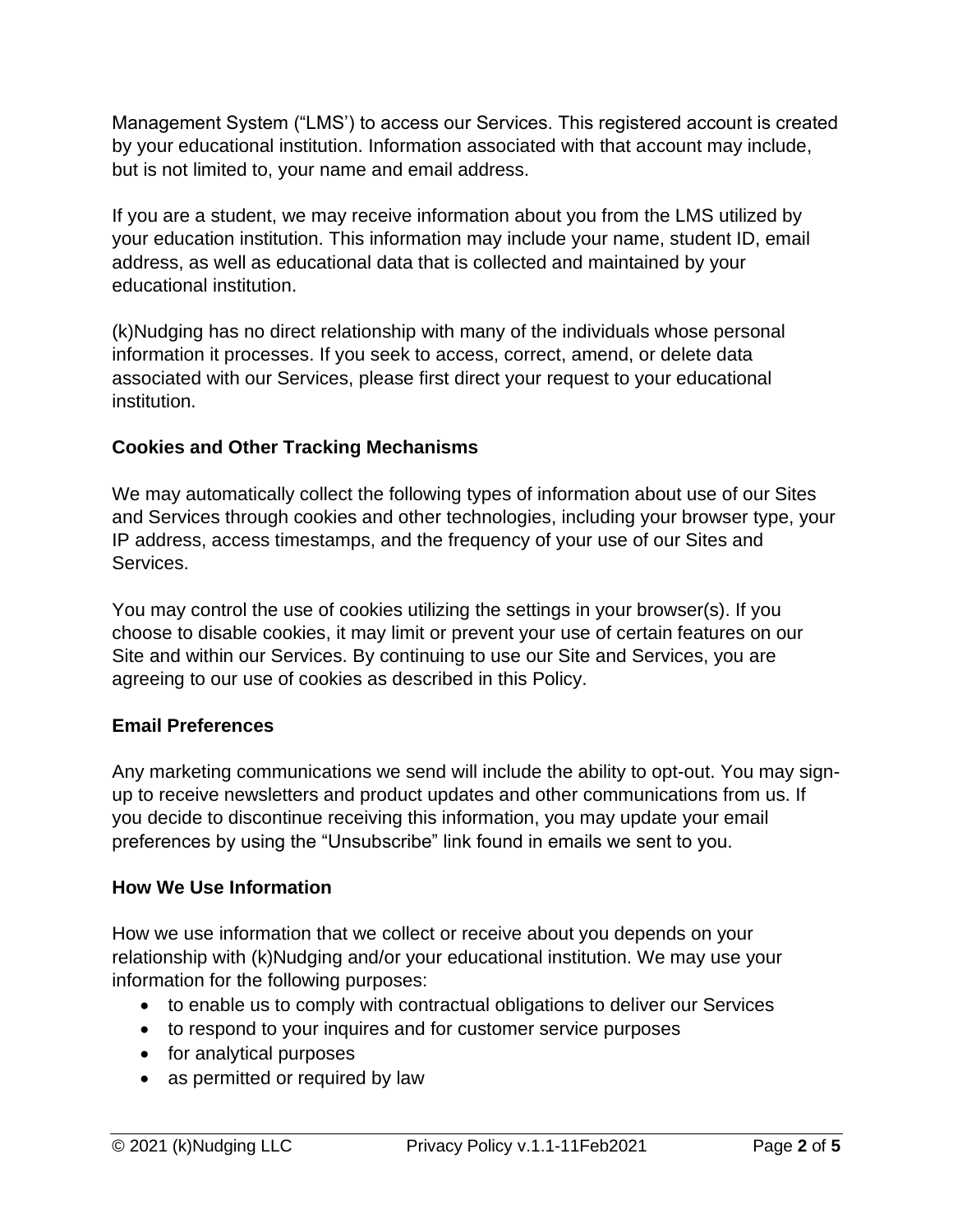Management System ("LMS') to access our Services. This registered account is created by your educational institution. Information associated with that account may include, but is not limited to, your name and email address.

If you are a student, we may receive information about you from the LMS utilized by your education institution. This information may include your name, student ID, email address, as well as educational data that is collected and maintained by your educational institution.

(k)Nudging has no direct relationship with many of the individuals whose personal information it processes. If you seek to access, correct, amend, or delete data associated with our Services, please first direct your request to your educational institution.

**Cookies and Other Tracking Mechanisms**

We may automatically collect the following types of information about use of our Sites and Services through cookies and other technologies, including your browser type, your IP address, access timestamps, and the frequency of your use of our Sites and Services.

You may control the use of cookies utilizing the settings in your browser(s). If you choose to disable cookies, it may limit or prevent your use of certain features on our Site and within our Services. By continuing to use our Site and Services, you are agreeing to our use of cookies as described in this Policy.

**Email Preferences**

Any marketing communications we send will include the ability to opt-out. You may sign-up to receive newsletters and product updates and other communications from us. If you decide to discontinue receiving this information, you may update your email preferences by using the "Unsubscribe" link found in emails we sent to you.

**How We Use Information**

How we use information that we collect or receive about you depends on your relationship with (k)Nudging and/or your educational institution. We may use your information for the following purposes:

- to enable us to comply with contractual obligations to deliver our Services
- to respond to your inquires and for customer service purposes
- for analytical purposes
- as permitted or required by law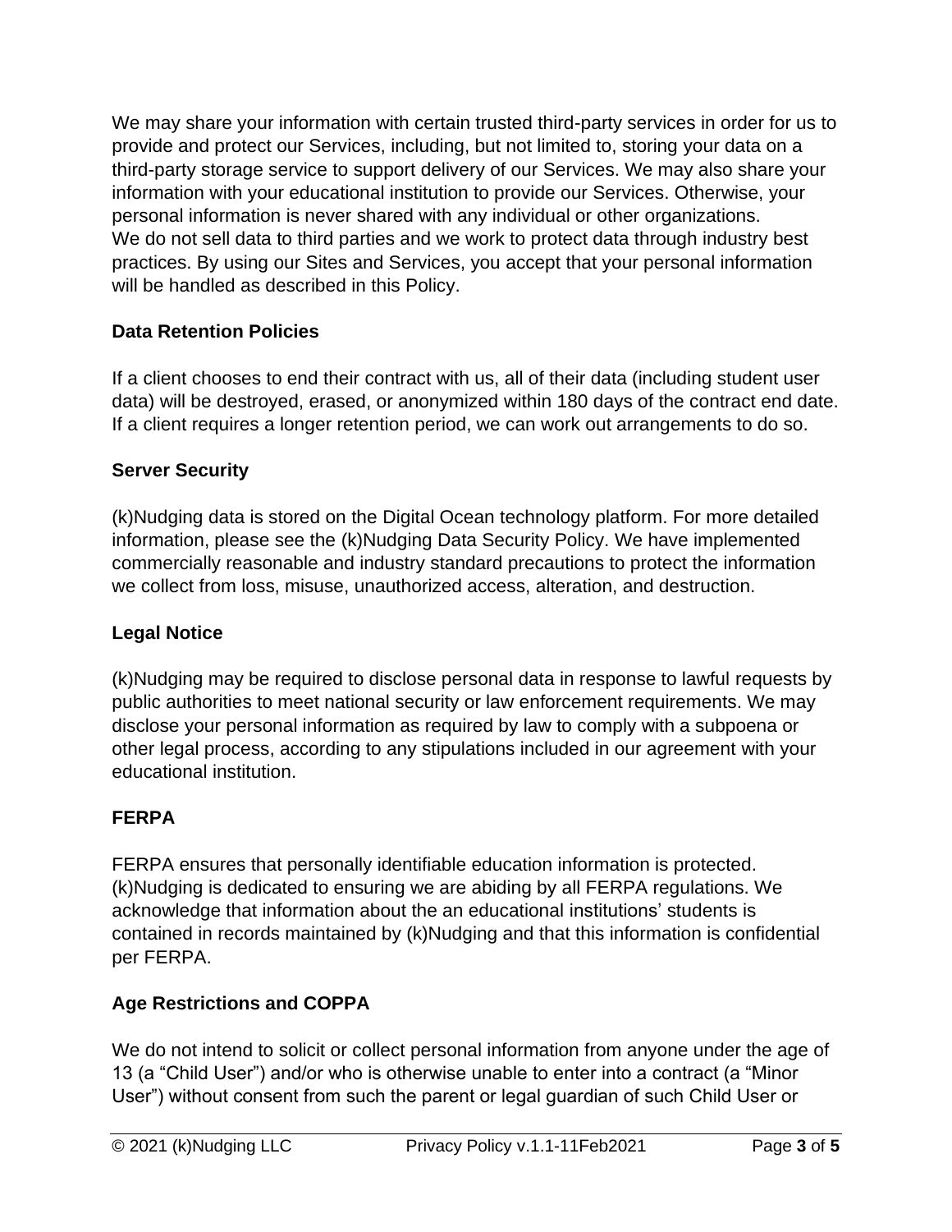We may share your information with certain trusted third-party services in order for us to provide and protect our Services, including, but not limited to, storing your data on a third-party storage service to support delivery of our Services. We may also share your information with your educational institution to provide our Services. Otherwise, your personal information is never shared with any individual or other organizations.
We do not sell data to third parties and we work to protect data through industry best practices. By using our Sites and Services, you accept that your personal information will be handled as described in this Policy.

**Data Retention Policies**

If a client chooses to end their contract with us, all of their data (including student user data) will be destroyed, erased, or anonymized within 180 days of the contract end date. If a client requires a longer retention period, we can work out arrangements to do so.

**Server Security**

(k)Nudging data is stored on the Digital Ocean technology platform. For more detailed information, please see the (k)Nudging Data Security Policy. We have implemented commercially reasonable and industry standard precautions to protect the information we collect from loss, misuse, unauthorized access, alteration, and destruction.

**Legal Notice**

(k)Nudging may be required to disclose personal data in response to lawful requests by public authorities to meet national security or law enforcement requirements. We may disclose your personal information as required by law to comply with a subpoena or other legal process, according to any stipulations included in our agreement with your educational institution.

**FERPA**

FERPA ensures that personally identifiable education information is protected. (k)Nudging is dedicated to ensuring we are abiding by all FERPA regulations. We acknowledge that information about the an educational institutions' students is contained in records maintained by (k)Nudging and that this information is confidential per FERPA.

**Age Restrictions and COPPA**

We do not intend to solicit or collect personal information from anyone under the age of 13 (a "Child User") and/or who is otherwise unable to enter into a contract (a "Minor User") without consent from such the parent or legal guardian of such Child User or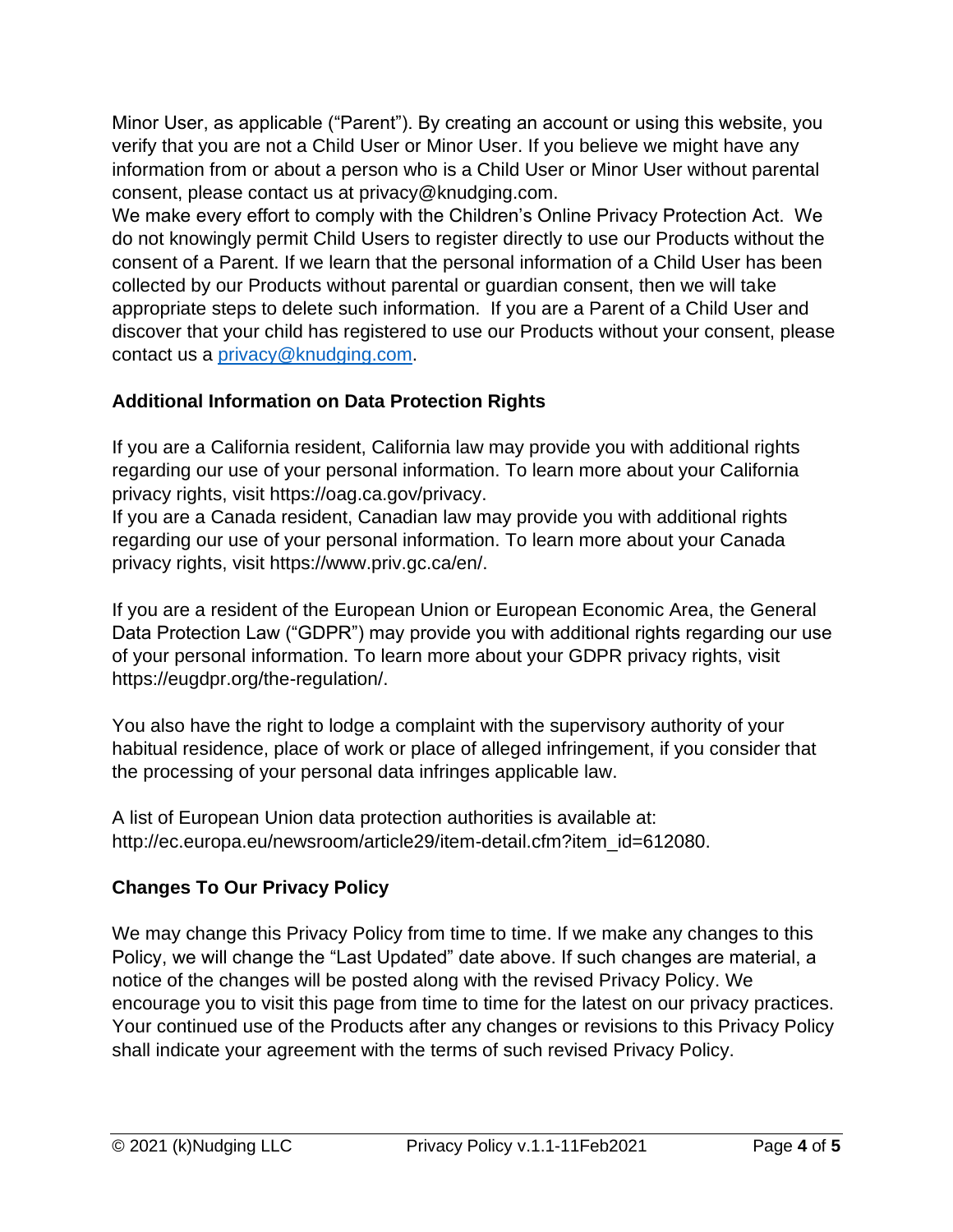Minor User, as applicable ("Parent"). By creating an account or using this website, you verify that you are not a Child User or Minor User. If you believe we might have any information from or about a person who is a Child User or Minor User without parental consent, please contact us at privacy@knudging.com.

We make every effort to comply with the Children's Online Privacy Protection Act. We do not knowingly permit Child Users to register directly to use our Products without the consent of a Parent. If we learn that the personal information of a Child User has been collected by our Products without parental or guardian consent, then we will take appropriate steps to delete such information. If you are a Parent of a Child User and discover that your child has registered to use our Products without your consent, please contact us a [privacy@knudging.com](mailto:privacy@knudging.com).

## Additional Information on Data Protection Rights

If you are a California resident, California law may provide you with additional rights regarding our use of your personal information. To learn more about your California privacy rights, visit https://oag.ca.gov/privacy.

If you are a Canada resident, Canadian law may provide you with additional rights regarding our use of your personal information. To learn more about your Canada privacy rights, visit https://www.priv.gc.ca/en/.

If you are a resident of the European Union or European Economic Area, the General Data Protection Law ("GDPR") may provide you with additional rights regarding our use of your personal information. To learn more about your GDPR privacy rights, visit https://eugdpr.org/the-regulation/.

You also have the right to lodge a complaint with the supervisory authority of your habitual residence, place of work or place of alleged infringement, if you consider that the processing of your personal data infringes applicable law.

A list of European Union data protection authorities is available at: http://ec.europa.eu/newsroom/article29/item-detail.cfm?item_id=612080.

## Changes To Our Privacy Policy

We may change this Privacy Policy from time to time. If we make any changes to this Policy, we will change the "Last Updated" date above. If such changes are material, a notice of the changes will be posted along with the revised Privacy Policy. We encourage you to visit this page from time to time for the latest on our privacy practices. Your continued use of the Products after any changes or revisions to this Privacy Policy shall indicate your agreement with the terms of such revised Privacy Policy.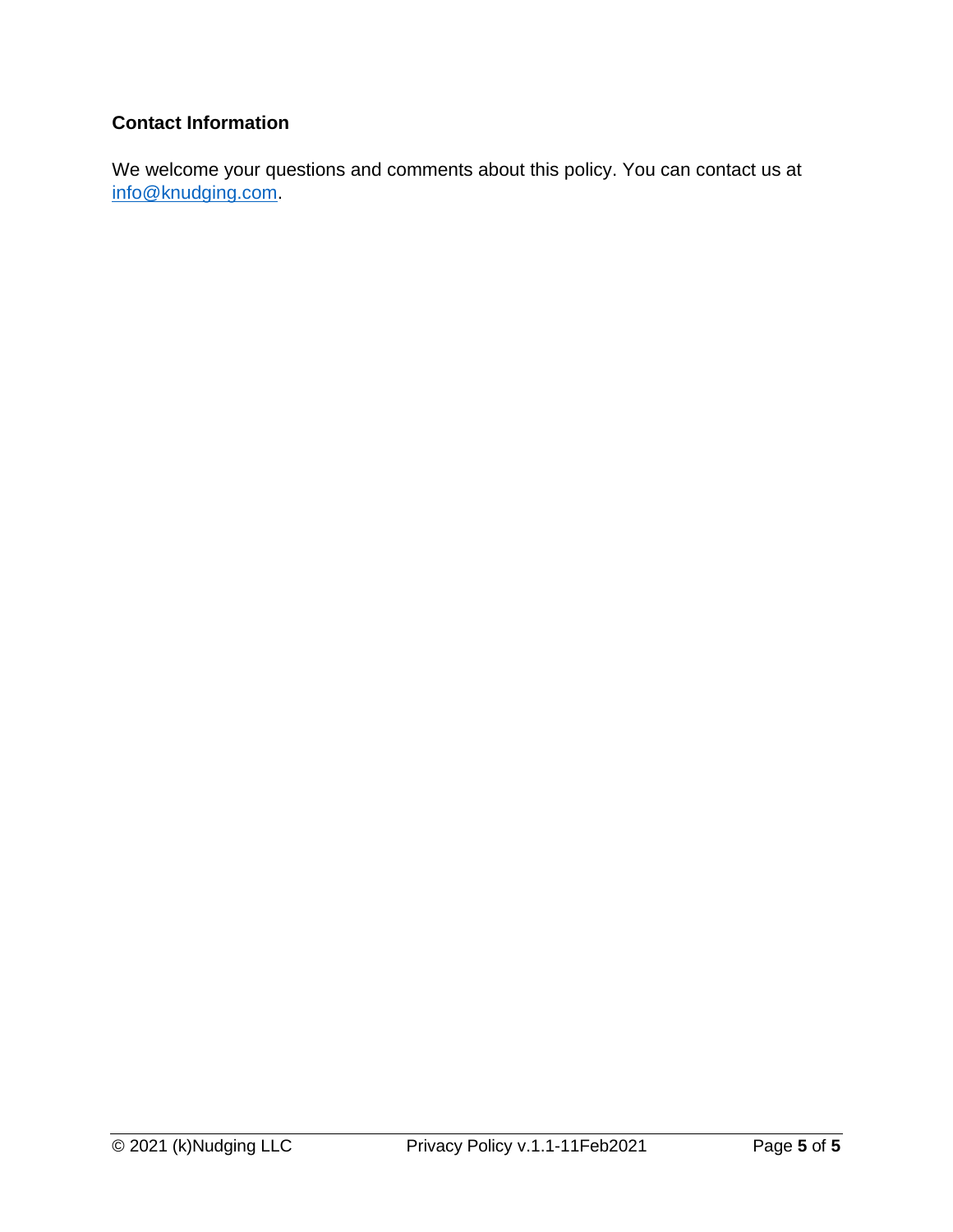**Contact Information**

We welcome your questions and comments about this policy. You can contact us at info@knudging.com.